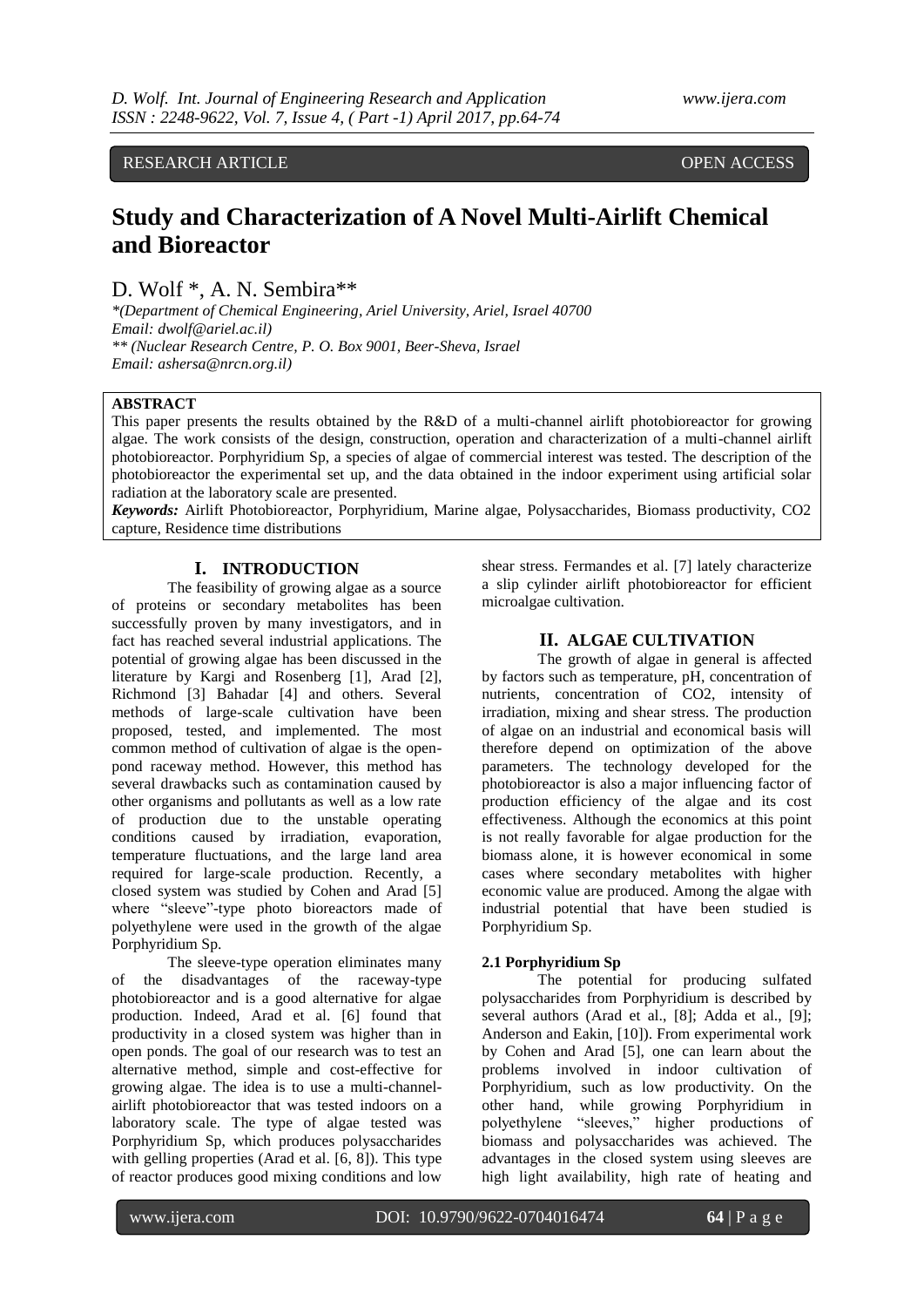RESEARCH ARTICLE OPEN ACCESS

# Study and Characterization of A Novel Multi-Airlift Chemical and Bioreactor

D. Wolf *, A. N. Sembira**

*(Department of Chemical Engineering, Ariel University, Ariel, Israel 40700
Email: dwolf@ariel.ac.il)
** (Nuclear Research Centre, P. O. Box 9001, Beer-Sheva, Israel
Email: ashersa@nrcn.org.il)

**ABSTRACT**

This paper presents the results obtained by the R&D of a multi-channel airlift photobioreactor for growing algae. The work consists of the design, construction, operation and characterization of a multi-channel airlift photobioreactor. Porphyridium Sp, a species of algae of commercial interest was tested. The description of the photobioreactor the experimental set up, and the data obtained in the indoor experiment using artificial solar radiation at the laboratory scale are presented.

***Keywords:*** Airlift Photobioreactor, Porphyridium, Marine algae, Polysaccharides, Biomass productivity, CO2 capture, Residence time distributions

## I. INTRODUCTION

The feasibility of growing algae as a source of proteins or secondary metabolites has been successfully proven by many investigators, and in fact has reached several industrial applications. The potential of growing algae has been discussed in the literature by Kargi and Rosenberg [1], Arad [2], Richmond [3] Bahadar [4] and others. Several methods of large-scale cultivation have been proposed, tested, and implemented. The most common method of cultivation of algae is the open-pond raceway method. However, this method has several drawbacks such as contamination caused by other organisms and pollutants as well as a low rate of production due to the unstable operating conditions caused by irradiation, evaporation, temperature fluctuations, and the large land area required for large-scale production. Recently, a closed system was studied by Cohen and Arad [5] where "sleeve"-type photo bioreactors made of polyethylene were used in the growth of the algae Porphyridium Sp.

The sleeve-type operation eliminates many of the disadvantages of the raceway-type photobioreactor and is a good alternative for algae production. Indeed, Arad et al. [6] found that productivity in a closed system was higher than in open ponds. The goal of our research was to test an alternative method, simple and cost-effective for growing algae. The idea is to use a multi-channel-airlift photobioreactor that was tested indoors on a laboratory scale. The type of algae tested was Porphyridium Sp, which produces polysaccharides with gelling properties (Arad et al. [6, 8]). This type of reactor produces good mixing conditions and low shear stress. Fermandes et al. [7] lately characterize a slip cylinder airlift photobioreactor for efficient microalgae cultivation.

## II. ALGAE CULTIVATION

The growth of algae in general is affected by factors such as temperature, pH, concentration of nutrients, concentration of CO2, intensity of irradiation, mixing and shear stress. The production of algae on an industrial and economical basis will therefore depend on optimization of the above parameters. The technology developed for the photobioreactor is also a major influencing factor of production efficiency of the algae and its cost effectiveness. Although the economics at this point is not really favorable for algae production for the biomass alone, it is however economical in some cases where secondary metabolites with higher economic value are produced. Among the algae with industrial potential that have been studied is Porphyridium Sp.

### 2.1 Porphyridium Sp

The potential for producing sulfated polysaccharides from Porphyridium is described by several authors (Arad et al., [8]; Adda et al., [9]; Anderson and Eakin, [10]). From experimental work by Cohen and Arad [5], one can learn about the problems involved in indoor cultivation of Porphyridium, such as low productivity. On the other hand, while growing Porphyridium in polyethylene "sleeves," higher productions of biomass and polysaccharides was achieved. The advantages in the closed system using sleeves are high light availability, high rate of heating and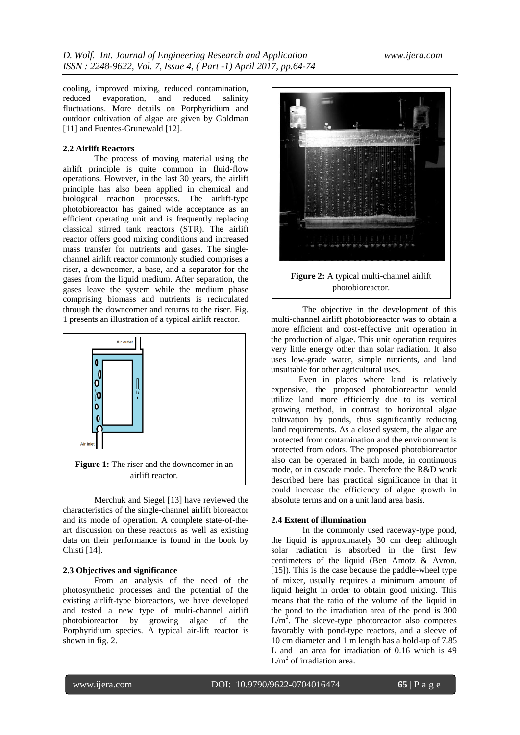cooling, improved mixing, reduced contamination, reduced evaporation, and reduced salinity fluctuations. More details on Porphyridium and outdoor cultivation of algae are given by Goldman [11] and Fuentes-Grunewald [12].

### 2.2 Airlift Reactors

The process of moving material using the airlift principle is quite common in fluid-flow operations. However, in the last 30 years, the airlift principle has also been applied in chemical and biological reaction processes. The airlift-type photobioreactor has gained wide acceptance as an efficient operating unit and is frequently replacing classical stirred tank reactors (STR). The airlift reactor offers good mixing conditions and increased mass transfer for nutrients and gases. The single-channel airlift reactor commonly studied comprises a riser, a downcomer, a base, and a separator for the gases from the liquid medium. After separation, the gases leave the system while the medium phase comprising biomass and nutrients is recirculated through the downcomer and returns to the riser. Fig. 1 presents an illustration of a typical airlift reactor.

**Figure 1:** The riser and the downcomer in an airlift reactor.

Merchuk and Siegel [13] have reviewed the characteristics of the single-channel airlift bioreactor and its mode of operation. A complete state-of-the-art discussion on these reactors as well as existing data on their performance is found in the book by Chisti [14].

### 2.3 Objectives and significance

From an analysis of the need of the photosynthetic processes and the potential of the existing airlift-type bioreactors, we have developed and tested a new type of multi-channel airlift photobioreactor by growing algae of the Porphyridium species. A typical air-lift reactor is shown in fig. 2.

**Figure 2:** A typical multi-channel airlift photobioreactor.

The objective in the development of this multi-channel airlift photobioreactor was to obtain a more efficient and cost-effective unit operation in the production of algae. This unit operation requires very little energy other than solar radiation. It also uses low-grade water, simple nutrients, and land unsuitable for other agricultural uses.

Even in places where land is relatively expensive, the proposed photobioreactor would utilize land more efficiently due to its vertical growing method, in contrast to horizontal algae cultivation by ponds, thus significantly reducing land requirements. As a closed system, the algae are protected from contamination and the environment is protected from odors. The proposed photobioreactor also can be operated in batch mode, in continuous mode, or in cascade mode. Therefore the R&D work described here has practical significance in that it could increase the efficiency of algae growth in absolute terms and on a unit land area basis.

### 2.4 Extent of illumination

In the commonly used raceway-type pond, the liquid is approximately 30 cm deep although solar radiation is absorbed in the first few centimeters of the liquid (Ben Amotz & Avron, [15]). This is the case because the paddle-wheel type of mixer, usually requires a minimum amount of liquid height in order to obtain good mixing. This means that the ratio of the volume of the liquid in the pond to the irradiation area of the pond is 300 $L/m^2$. The sleeve-type photoreactor also competes favorably with pond-type reactors, and a sleeve of 10 cm diameter and 1 m length has a hold-up of 7.85 L and an area for irradiation of 0.16 which is 49 $L/m^2$ of irradiation area.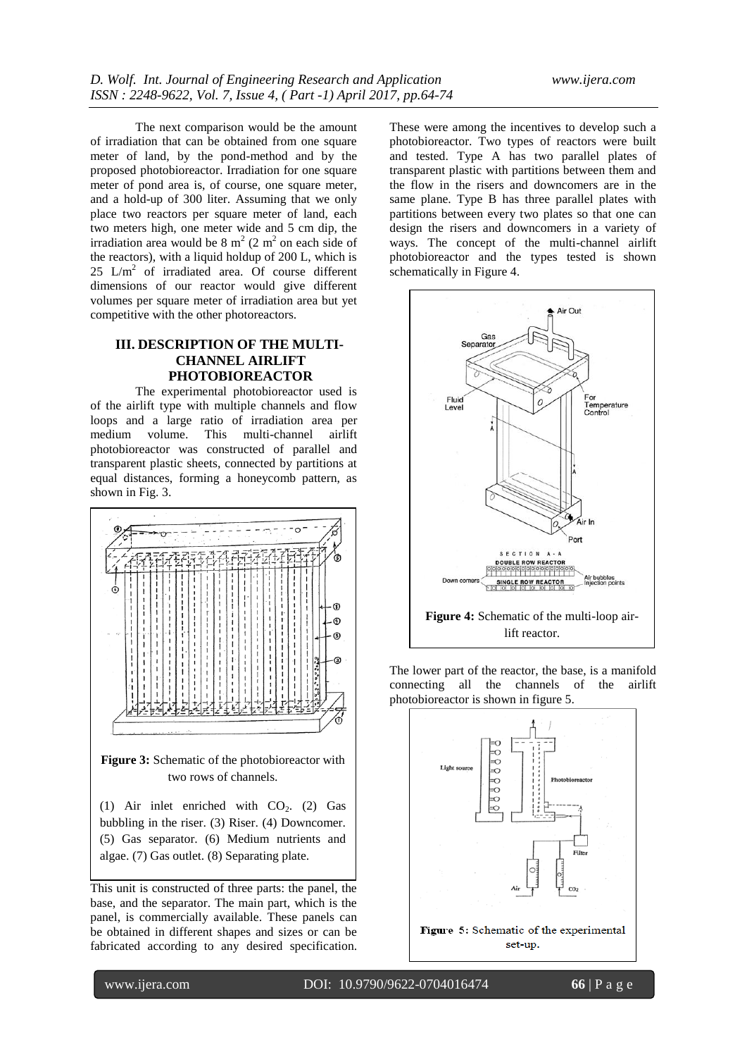The next comparison would be the amount of irradiation that can be obtained from one square meter of land, by the pond-method and by the proposed photobioreactor. Irradiation for one square meter of pond area is, of course, one square meter, and a hold-up of 300 liter. Assuming that we only place two reactors per square meter of land, each two meters high, one meter wide and 5 cm dip, the irradiation area would be 8 $m^2$ (2 $m^2$ on each side of the reactors), with a liquid holdup of 200 L, which is 25 L/$m^2$ of irradiated area. Of course different dimensions of our reactor would give different volumes per square meter of irradiation area but yet competitive with the other photoreactors.

## III. DESCRIPTION OF THE MULTI-CHANNEL AIRLIFT PHOTOBIOREACTOR

The experimental photobioreactor used is of the airlift type with multiple channels and flow loops and a large ratio of irradiation area per medium volume. This multi-channel airlift photobioreactor was constructed of parallel and transparent plastic sheets, connected by partitions at equal distances, forming a honeycomb pattern, as shown in Fig. 3.

**Figure 3:** Schematic of the photobioreactor with two rows of channels.

(1) Air inlet enriched with $CO_2$. (2) Gas bubbling in the riser. (3) Riser. (4) Downcomer. (5) Gas separator. (6) Medium nutrients and algae. (7) Gas outlet. (8) Separating plate.

This unit is constructed of three parts: the panel, the base, and the separator. The main part, which is the panel, is commercially available. These panels can be obtained in different shapes and sizes or can be fabricated according to any desired specification. These were among the incentives to develop such a photobioreactor. Two types of reactors were built and tested. Type A has two parallel plates of transparent plastic with partitions between them and the flow in the risers and downcomers are in the same plane. Type B has three parallel plates with partitions between every two plates so that one can design the risers and downcomers in a variety of ways. The concept of the multi-channel airlift photobioreactor and the types tested is shown schematically in Figure 4.

**Figure 4:** Schematic of the multi-loop air-lift reactor.

The lower part of the reactor, the base, is a manifold connecting all the channels of the airlift photobioreactor is shown in figure 5.

**Figure 5:** Schematic of the experimental set-up.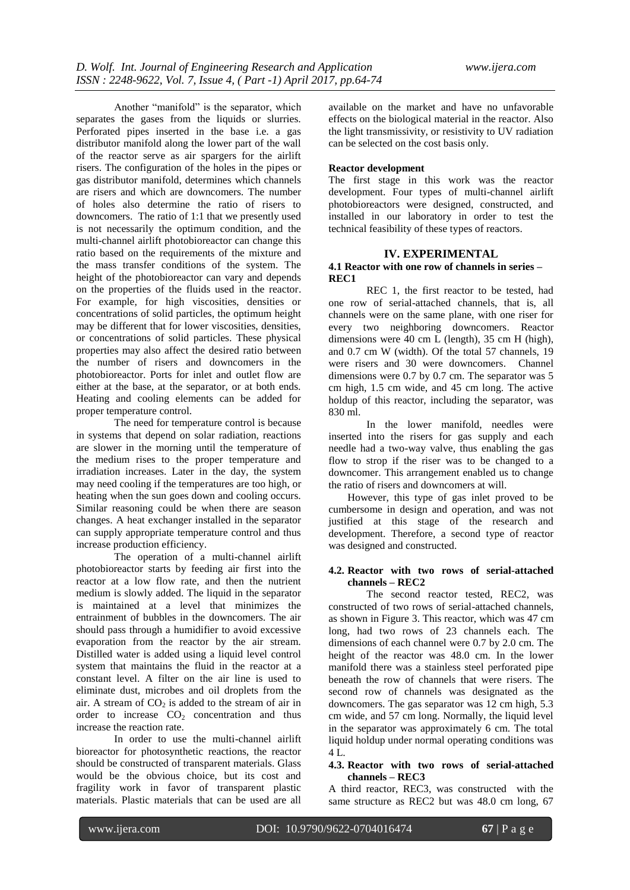Another "manifold" is the separator, which separates the gases from the liquids or slurries. Perforated pipes inserted in the base i.e. a gas distributor manifold along the lower part of the wall of the reactor serve as air spargers for the airlift risers. The configuration of the holes in the pipes or gas distributor manifold, determines which channels are risers and which are downcomers. The number of holes also determine the ratio of risers to downcomers. The ratio of 1:1 that we presently used is not necessarily the optimum condition, and the multi-channel airlift photobioreactor can change this ratio based on the requirements of the mixture and the mass transfer conditions of the system. The height of the photobioreactor can vary and depends on the properties of the fluids used in the reactor. For example, for high viscosities, densities or concentrations of solid particles, the optimum height may be different that for lower viscosities, densities, or concentrations of solid particles. These physical properties may also affect the desired ratio between the number of risers and downcomers in the photobioreactor. Ports for inlet and outlet flow are either at the base, at the separator, or at both ends. Heating and cooling elements can be added for proper temperature control.

The need for temperature control is because in systems that depend on solar radiation, reactions are slower in the morning until the temperature of the medium rises to the proper temperature and irradiation increases. Later in the day, the system may need cooling if the temperatures are too high, or heating when the sun goes down and cooling occurs. Similar reasoning could be when there are season changes. A heat exchanger installed in the separator can supply appropriate temperature control and thus increase production efficiency.

The operation of a multi-channel airlift photobioreactor starts by feeding air first into the reactor at a low flow rate, and then the nutrient medium is slowly added. The liquid in the separator is maintained at a level that minimizes the entrainment of bubbles in the downcomers. The air should pass through a humidifier to avoid excessive evaporation from the reactor by the air stream. Distilled water is added using a liquid level control system that maintains the fluid in the reactor at a constant level. A filter on the air line is used to eliminate dust, microbes and oil droplets from the air. A stream of $CO_2$ is added to the stream of air in order to increase $CO_2$ concentration and thus increase the reaction rate.

In order to use the multi-channel airlift bioreactor for photosynthetic reactions, the reactor should be constructed of transparent materials. Glass would be the obvious choice, but its cost and fragility work in favor of transparent plastic materials. Plastic materials that can be used are all available on the market and have no unfavorable effects on the biological material in the reactor. Also the light transmissivity, or resistivity to UV radiation can be selected on the cost basis only.

**Reactor development**

The first stage in this work was the reactor development. Four types of multi-channel airlift photobioreactors were designed, constructed, and installed in our laboratory in order to test the technical feasibility of these types of reactors.

## IV. EXPERIMENTAL

### 4.1 Reactor with one row of channels in series – REC1

REC 1, the first reactor to be tested, had one row of serial-attached channels, that is, all channels were on the same plane, with one riser for every two neighboring downcomers. Reactor dimensions were 40 cm L (length), 35 cm H (high), and 0.7 cm W (width). Of the total 57 channels, 19 were risers and 30 were downcomers. Channel dimensions were 0.7 by 0.7 cm. The separator was 5 cm high, 1.5 cm wide, and 45 cm long. The active holdup of this reactor, including the separator, was 830 ml.

In the lower manifold, needles were inserted into the risers for gas supply and each needle had a two-way valve, thus enabling the gas flow to strop if the riser was to be changed to a downcomer. This arrangement enabled us to change the ratio of risers and downcomers at will.

However, this type of gas inlet proved to be cumbersome in design and operation, and was not justified at this stage of the research and development. Therefore, a second type of reactor was designed and constructed.

### 4.2. Reactor with two rows of serial-attached channels – REC2

The second reactor tested, REC2, was constructed of two rows of serial-attached channels, as shown in Figure 3. This reactor, which was 47 cm long, had two rows of 23 channels each. The dimensions of each channel were 0.7 by 2.0 cm. The height of the reactor was 48.0 cm. In the lower manifold there was a stainless steel perforated pipe beneath the row of channels that were risers. The second row of channels was designated as the downcomers. The gas separator was 12 cm high, 5.3 cm wide, and 57 cm long. Normally, the liquid level in the separator was approximately 6 cm. The total liquid holdup under normal operating conditions was 4 L.

### 4.3. Reactor with two rows of serial-attached channels – REC3

A third reactor, REC3, was constructed with the same structure as REC2 but was 48.0 cm long, 67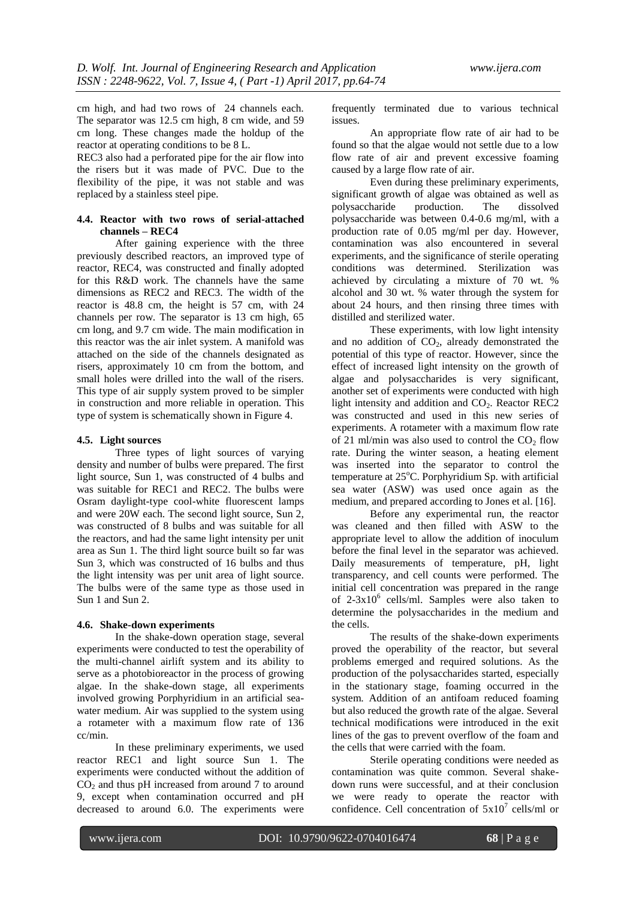cm high, and had two rows of 24 channels each. The separator was 12.5 cm high, 8 cm wide, and 59 cm long. These changes made the holdup of the reactor at operating conditions to be 8 L.

REC3 also had a perforated pipe for the air flow into the risers but it was made of PVC. Due to the flexibility of the pipe, it was not stable and was replaced by a stainless steel pipe.

### 4.4. Reactor with two rows of serial-attached channels – REC4

After gaining experience with the three previously described reactors, an improved type of reactor, REC4, was constructed and finally adopted for this R&D work. The channels have the same dimensions as REC2 and REC3. The width of the reactor is 48.8 cm, the height is 57 cm, with 24 channels per row. The separator is 13 cm high, 65 cm long, and 9.7 cm wide. The main modification in this reactor was the air inlet system. A manifold was attached on the side of the channels designated as risers, approximately 10 cm from the bottom, and small holes were drilled into the wall of the risers. This type of air supply system proved to be simpler in construction and more reliable in operation. This type of system is schematically shown in Figure 4.

### 4.5. Light sources

Three types of light sources of varying density and number of bulbs were prepared. The first light source, Sun 1, was constructed of 4 bulbs and was suitable for REC1 and REC2. The bulbs were Osram daylight-type cool-white fluorescent lamps and were 20W each. The second light source, Sun 2, was constructed of 8 bulbs and was suitable for all the reactors, and had the same light intensity per unit area as Sun 1. The third light source built so far was Sun 3, which was constructed of 16 bulbs and thus the light intensity was per unit area of light source. The bulbs were of the same type as those used in Sun 1 and Sun 2.

### 4.6. Shake-down experiments

In the shake-down operation stage, several experiments were conducted to test the operability of the multi-channel airlift system and its ability to serve as a photobioreactor in the process of growing algae. In the shake-down stage, all experiments involved growing Porphyridium in an artificial sea-water medium. Air was supplied to the system using a rotameter with a maximum flow rate of 136 cc/min.

In these preliminary experiments, we used reactor REC1 and light source Sun 1. The experiments were conducted without the addition of $CO_2$ and thus pH increased from around 7 to around 9, except when contamination occurred and pH decreased to around 6.0. The experiments were frequently terminated due to various technical issues.

An appropriate flow rate of air had to be found so that the algae would not settle due to a low flow rate of air and prevent excessive foaming caused by a large flow rate of air.

Even during these preliminary experiments, significant growth of algae was obtained as well as polysaccharide production. The dissolved polysaccharide was between 0.4-0.6 mg/ml, with a production rate of 0.05 mg/ml per day. However, contamination was also encountered in several experiments, and the significance of sterile operating conditions was determined. Sterilization was achieved by circulating a mixture of 70 wt. % alcohol and 30 wt. % water through the system for about 24 hours, and then rinsing three times with distilled and sterilized water.

These experiments, with low light intensity and no addition of $CO_2$, already demonstrated the potential of this type of reactor. However, since the effect of increased light intensity on the growth of algae and polysaccharides is very significant, another set of experiments were conducted with high light intensity and addition and $CO_2$. Reactor REC2 was constructed and used in this new series of experiments. A rotameter with a maximum flow rate of 21 ml/min was also used to control the $CO_2$ flow rate. During the winter season, a heating element was inserted into the separator to control the temperature at 25°C. Porphyridium Sp. with artificial sea water (ASW) was used once again as the medium, and prepared according to Jones et al. [16].

Before any experimental run, the reactor was cleaned and then filled with ASW to the appropriate level to allow the addition of inoculum before the final level in the separator was achieved. Daily measurements of temperature, pH, light transparency, and cell counts were performed. The initial cell concentration was prepared in the range of $2\text{-}3 \times 10^6$ cells/ml. Samples were also taken to determine the polysaccharides in the medium and the cells.

The results of the shake-down experiments proved the operability of the reactor, but several problems emerged and required solutions. As the production of the polysaccharides started, especially in the stationary stage, foaming occurred in the system. Addition of an antifoam reduced foaming but also reduced the growth rate of the algae. Several technical modifications were introduced in the exit lines of the gas to prevent overflow of the foam and the cells that were carried with the foam.

Sterile operating conditions were needed as contamination was quite common. Several shake-down runs were successful, and at their conclusion we were ready to operate the reactor with confidence. Cell concentration of $5 \times 10^7$ cells/ml or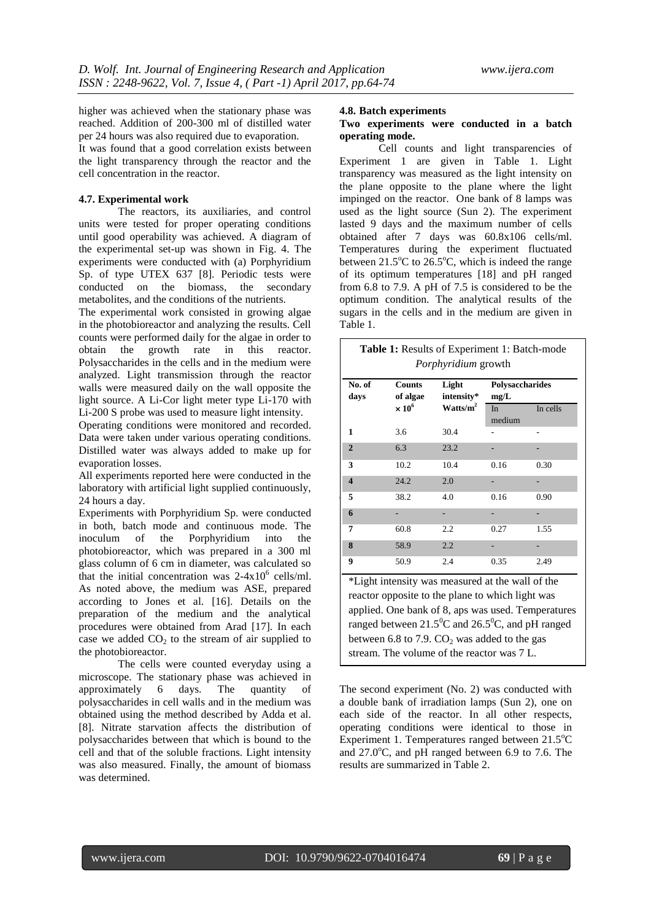higher was achieved when the stationary phase was reached. Addition of 200-300 ml of distilled water per 24 hours was also required due to evaporation.
It was found that a good correlation exists between the light transparency through the reactor and the cell concentration in the reactor.

### 4.7. Experimental work

The reactors, its auxiliaries, and control units were tested for proper operating conditions until good operability was achieved. A diagram of the experimental set-up was shown in Fig. 4. The experiments were conducted with (a) Porphyridium Sp. of type UTEX 637 [8]. Periodic tests were conducted on the biomass, the secondary metabolites, and the conditions of the nutrients.
The experimental work consisted in growing algae in the photobioreactor and analyzing the results. Cell counts were performed daily for the algae in order to obtain the growth rate in this reactor. Polysaccharides in the cells and in the medium were analyzed. Light transmission through the reactor walls were measured daily on the wall opposite the light source. A Li-Cor light meter type Li-170 with Li-200 S probe was used to measure light intensity.
Operating conditions were monitored and recorded. Data were taken under various operating conditions. Distilled water was always added to make up for evaporation losses.
All experiments reported here were conducted in the laboratory with artificial light supplied continuously, 24 hours a day.
Experiments with Porphyridium Sp. were conducted in both, batch mode and continuous mode. The inoculum of the Porphyridium into the photobioreactor, which was prepared in a 300 ml glass column of 6 cm in diameter, was calculated so that the initial concentration was $2\text{-}4 \times 10^6$ cells/ml. As noted above, the medium was ASE, prepared according to Jones et al. [16]. Details on the preparation of the medium and the analytical procedures were obtained from Arad [17]. In each case we added $CO_2$ to the stream of air supplied to the photobioreactor.

The cells were counted everyday using a microscope. The stationary phase was achieved in approximately 6 days. The quantity of polysaccharides in cell walls and in the medium was obtained using the method described by Adda et al. [8]. Nitrate starvation affects the distribution of polysaccharides between that which is bound to the cell and that of the soluble fractions. Light intensity was also measured. Finally, the amount of biomass was determined.

### 4.8. Batch experiments

**Two experiments were conducted in a batch operating mode.**

Cell counts and light transparencies of Experiment 1 are given in Table 1. Light transparency was measured as the light intensity on the plane opposite to the plane where the light impinged on the reactor. One bank of 8 lamps was used as the light source (Sun 2). The experiment lasted 9 days and the maximum number of cells obtained after 7 days was 60.8x106 cells/ml. Temperatures during the experiment fluctuated between 21.5°C to 26.5°C, which is indeed the range of its optimum temperatures [18] and pH ranged from 6.8 to 7.9. A pH of 7.5 is considered to be the optimum condition. The analytical results of the sugars in the cells and in the medium are given in Table 1.

**Table 1:** Results of Experiment 1: Batch-mode *Porphyridium* growth

| No. of days | Counts of algae $\times 10^6$ | Light intensity* Watts/m$^2$ | Polysaccharides mg/L | |
|---|---|---|---|---|
| | | | In medium | In cells |
| 1 | 3.6 | 30.4 | - | - |
| 2 | 6.3 | 23.2 | - | - |
| 3 | 10.2 | 10.4 | 0.16 | 0.30 |
| 4 | 24.2 | 2.0 | - | - |
| 5 | 38.2 | 4.0 | 0.16 | 0.90 |
| 6 | - | - | - | - |
| 7 | 60.8 | 2.2 | 0.27 | 1.55 |
| 8 | 58.9 | 2.2 | - | - |
| 9 | 50.9 | 2.4 | 0.35 | 2.49 |

*Light intensity was measured at the wall of the reactor opposite to the plane to which light was applied. One bank of 8, aps was used. Temperatures ranged between 21.5$^0$C and 26.5$^0$C, and pH ranged between 6.8 to 7.9. $CO_2$ was added to the gas stream. The volume of the reactor was 7 L.

The second experiment (No. 2) was conducted with a double bank of irradiation lamps (Sun 2), one on each side of the reactor. In all other respects, operating conditions were identical to those in Experiment 1. Temperatures ranged between 21.5°C and 27.0°C, and pH ranged between 6.9 to 7.6. The results are summarized in Table 2.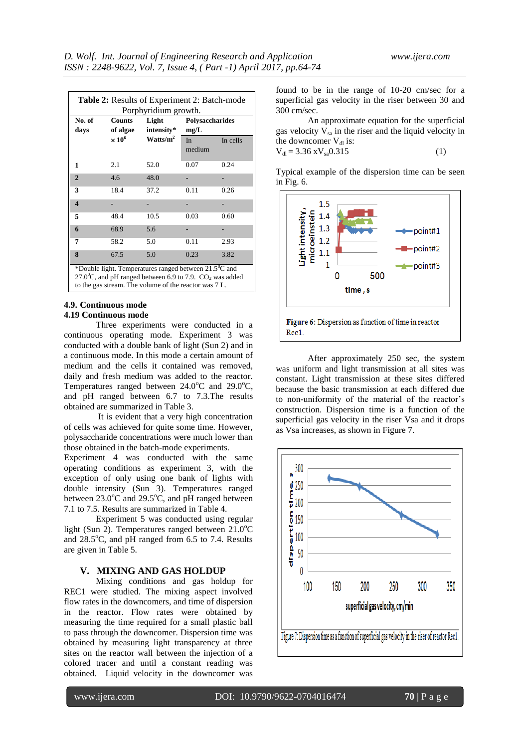**Table 2:** Results of Experiment 2: Batch-mode Porphyridium growth.

| No. of days | Counts of algae × $10^6$ | Light intensity* Watts/m$^2$ | Polysaccharides mg/L In medium | Polysaccharides mg/L In cells |
|---|---|---|---|---|
| 1 | 2.1 | 52.0 | 0.07 | 0.24 |
| 2 | 4.6 | 48.0 | - | - |
| 3 | 18.4 | 37.2 | 0.11 | 0.26 |
| 4 | - | - | - | - |
| 5 | 48.4 | 10.5 | 0.03 | 0.60 |
| 6 | 68.9 | 5.6 | - | - |
| 7 | 58.2 | 5.0 | 0.11 | 2.93 |
| 8 | 67.5 | 5.0 | 0.23 | 3.82 |

*Double light. Temperatures ranged between 21.5°C and 27.0°C, and pH ranged between 6.9 to 7.9. $CO_2$ was added to the gas stream. The volume of the reactor was 7 L.

### 4.9. Continuous mode

### 4.19 Continuous mode

Three experiments were conducted in a continuous operating mode. Experiment 3 was conducted with a double bank of light (Sun 2) and in a continuous mode. In this mode a certain amount of medium and the cells it contained was removed, daily and fresh medium was added to the reactor. Temperatures ranged between 24.0°C and 29.0°C, and pH ranged between 6.7 to 7.3.The results obtained are summarized in Table 3.

It is evident that a very high concentration of cells was achieved for quite some time. However, polysaccharide concentrations were much lower than those obtained in the batch-mode experiments.

Experiment 4 was conducted with the same operating conditions as experiment 3, with the exception of only using one bank of lights with double intensity (Sun 3). Temperatures ranged between 23.0°C and 29.5°C, and pH ranged between 7.1 to 7.5. Results are summarized in Table 4.

Experiment 5 was conducted using regular light (Sun 2). Temperatures ranged between 21.0°C and 28.5°C, and pH ranged from 6.5 to 7.4. Results are given in Table 5.

## V. MIXING AND GAS HOLDUP

Mixing conditions and gas holdup for REC1 were studied. The mixing aspect involved flow rates in the downcomers, and time of dispersion in the reactor. Flow rates were obtained by measuring the time required for a small plastic ball to pass through the downcomer. Dispersion time was obtained by measuring light transparency at three sites on the reactor wall between the injection of a colored tracer and until a constant reading was obtained. Liquid velocity in the downcomer was found to be in the range of 10-20 cm/sec for a superficial gas velocity in the riser between 30 and 300 cm/sec.

An approximate equation for the superficial gas velocity $V_{sa}$ in the riser and the liquid velocity in the downcomer $V_{dl}$ is:

$$V_{dl} = 3.36 \, x V_{sa} 0.315 \qquad (1)$$

Typical example of the dispersion time can be seen in Fig. 6.

**Figure 6:** Dispersion as function of time in reactor Rec1.

After approximately 250 sec, the system was uniform and light transmission at all sites was constant. Light transmission at these sites differed because the basic transmission at each differed due to non-uniformity of the material of the reactor's construction. Dispersion time is a function of the superficial gas velocity in the riser Vsa and it drops as Vsa increases, as shown in Figure 7.

Figure 7: Dispersion time as a function of superficial gas velocity in the riser of reactor Rec1.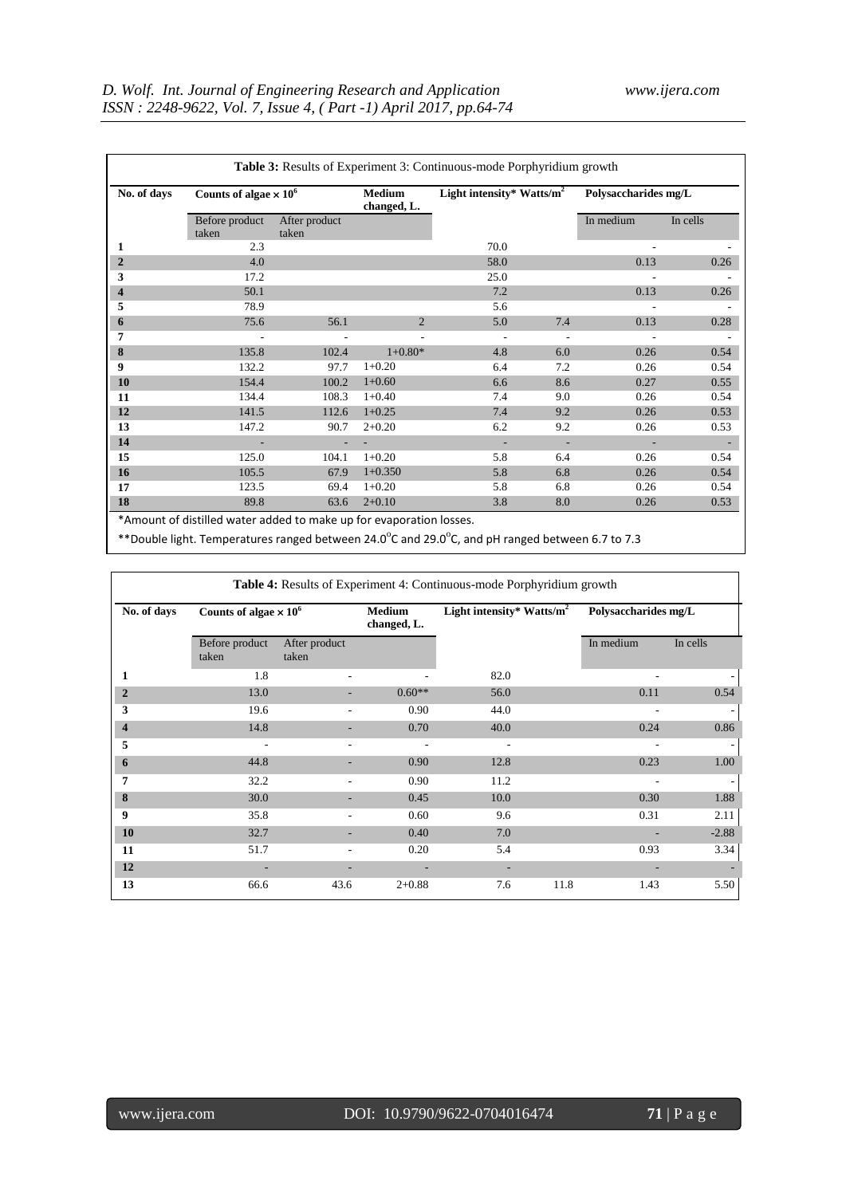**Table 3:** Results of Experiment 3: Continuous-mode Porphyridium growth

| No. of days | Counts of algae × $10^6$ | | Medium changed, L. | Light intensity* Watts/$m^2$ | | Polysaccharides mg/L | |
|---|---|---|---|---|---|---|---|
| | Before product taken | After product taken | | | | In medium | In cells |
| 1 | 2.3 | | | 70.0 | | - | - |
| 2 | 4.0 | | | 58.0 | | 0.13 | 0.26 |
| 3 | 17.2 | | | 25.0 | | - | - |
| 4 | 50.1 | | | 7.2 | | 0.13 | 0.26 |
| 5 | 78.9 | | | 5.6 | | - | - |
| 6 | 75.6 | 56.1 | 2 | 5.0 | 7.4 | 0.13 | 0.28 |
| 7 | - | - | - | - | - | - | - |
| 8 | 135.8 | 102.4 | 1+0.80* | 4.8 | 6.0 | 0.26 | 0.54 |
| 9 | 132.2 | 97.7 | 1+0.20 | 6.4 | 7.2 | 0.26 | 0.54 |
| 10 | 154.4 | 100.2 | 1+0.60 | 6.6 | 8.6 | 0.27 | 0.55 |
| 11 | 134.4 | 108.3 | 1+0.40 | 7.4 | 9.0 | 0.26 | 0.54 |
| 12 | 141.5 | 112.6 | 1+0.25 | 7.4 | 9.2 | 0.26 | 0.53 |
| 13 | 147.2 | 90.7 | 2+0.20 | 6.2 | 9.2 | 0.26 | 0.53 |
| 14 | - | - | - | - | - | - | - |
| 15 | 125.0 | 104.1 | 1+0.20 | 5.8 | 6.4 | 0.26 | 0.54 |
| 16 | 105.5 | 67.9 | 1+0.350 | 5.8 | 6.8 | 0.26 | 0.54 |
| 17 | 123.5 | 69.4 | 1+0.20 | 5.8 | 6.8 | 0.26 | 0.54 |
| 18 | 89.8 | 63.6 | 2+0.10 | 3.8 | 8.0 | 0.26 | 0.53 |

*Amount of distilled water added to make up for evaporation losses.

**Double light. Temperatures ranged between 24.0°C and 29.0°C, and pH ranged between 6.7 to 7.3

**Table 4:** Results of Experiment 4: Continuous-mode Porphyridium growth

| No. of days | Counts of algae × $10^6$ | | Medium changed, L. | Light intensity* Watts/$m^2$ | | Polysaccharides mg/L | |
|---|---|---|---|---|---|---|---|
| | Before product taken | After product taken | | | | In medium | In cells |
| 1 | 1.8 | - | - | 82.0 | | - | - |
| 2 | 13.0 | - | 0.60** | 56.0 | | 0.11 | 0.54 |
| 3 | 19.6 | - | 0.90 | 44.0 | | - | - |
| 4 | 14.8 | - | 0.70 | 40.0 | | 0.24 | 0.86 |
| 5 | - | - | - | - | | - | - |
| 6 | 44.8 | - | 0.90 | 12.8 | | 0.23 | 1.00 |
| 7 | 32.2 | - | 0.90 | 11.2 | | - | - |
| 8 | 30.0 | - | 0.45 | 10.0 | | 0.30 | 1.88 |
| 9 | 35.8 | - | 0.60 | 9.6 | | 0.31 | 2.11 |
| 10 | 32.7 | - | 0.40 | 7.0 | | - | -2.88 |
| 11 | 51.7 | - | 0.20 | 5.4 | | 0.93 | 3.34 |
| 12 | - | - | - | - | | - | - |
| 13 | 66.6 | 43.6 | 2+0.88 | 7.6 | 11.8 | 1.43 | 5.50 |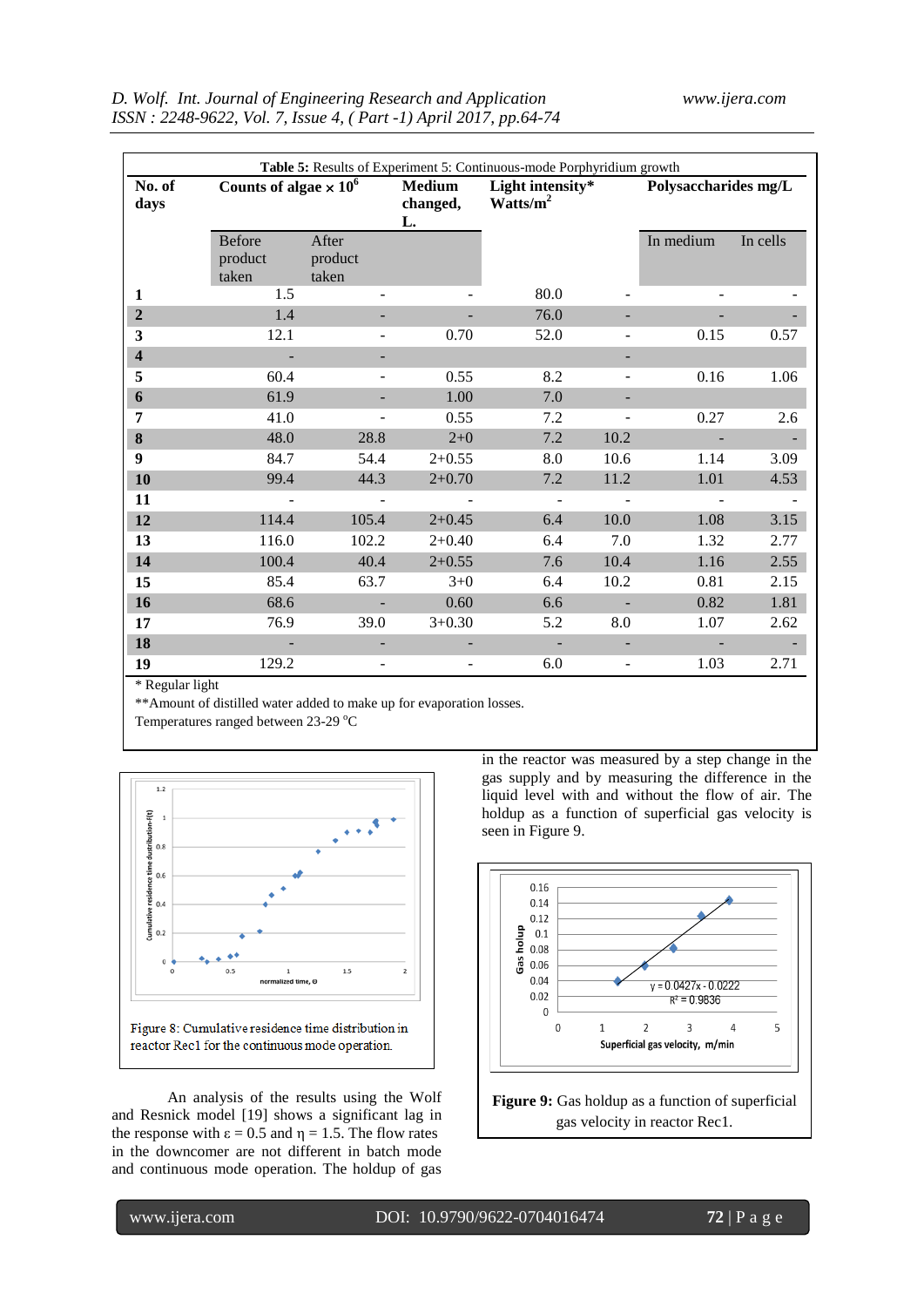**Table 5:** Results of Experiment 5: Continuous-mode Porphyridium growth

| No. of days | Counts of algae × $10^6$ | | Medium changed, L. | Light intensity* Watts/$m^2$ | | Polysaccharides mg/L | |
|---|---|---|---|---|---|---|---|
| | Before product taken | After product taken | | | | In medium | In cells |
| **1** | 1.5 | - | - | 80.0 | - | - | - |
| **2** | 1.4 | - | - | 76.0 | - | - | - |
| **3** | 12.1 | - | 0.70 | 52.0 | - | 0.15 | 0.57 |
| **4** | - | - | | | - | | |
| **5** | 60.4 | - | 0.55 | 8.2 | - | 0.16 | 1.06 |
| **6** | 61.9 | - | 1.00 | 7.0 | - | | |
| **7** | 41.0 | - | 0.55 | 7.2 | - | 0.27 | 2.6 |
| **8** | 48.0 | 28.8 | 2+0 | 7.2 | 10.2 | - | - |
| **9** | 84.7 | 54.4 | 2+0.55 | 8.0 | 10.6 | 1.14 | 3.09 |
| **10** | 99.4 | 44.3 | 2+0.70 | 7.2 | 11.2 | 1.01 | 4.53 |
| **11** | - | - | - | - | - | - | - |
| **12** | 114.4 | 105.4 | 2+0.45 | 6.4 | 10.0 | 1.08 | 3.15 |
| **13** | 116.0 | 102.2 | 2+0.40 | 6.4 | 7.0 | 1.32 | 2.77 |
| **14** | 100.4 | 40.4 | 2+0.55 | 7.6 | 10.4 | 1.16 | 2.55 |
| **15** | 85.4 | 63.7 | 3+0 | 6.4 | 10.2 | 0.81 | 2.15 |
| **16** | 68.6 | - | 0.60 | 6.6 | - | 0.82 | 1.81 |
| **17** | 76.9 | 39.0 | 3+0.30 | 5.2 | 8.0 | 1.07 | 2.62 |
| **18** | - | - | - | - | - | - | - |
| **19** | 129.2 | - | - | 6.0 | - | 1.03 | 2.71 |

\* Regular light

\*\*Amount of distilled water added to make up for evaporation losses.

Temperatures ranged between 23-29 °C

Figure 8: Cumulative residence time distribution in reactor Rec1 for the continuous mode operation.

An analysis of the results using the Wolf and Resnick model [19] shows a significant lag in the response with $\varepsilon = 0.5$ and $\eta = 1.5$. The flow rates in the downcomer are not different in batch mode and continuous mode operation. The holdup of gas in the reactor was measured by a step change in the gas supply and by measuring the difference in the liquid level with and without the flow of air. The holdup as a function of superficial gas velocity is seen in Figure 9.

**Figure 9:** Gas holdup as a function of superficial gas velocity in reactor Rec1.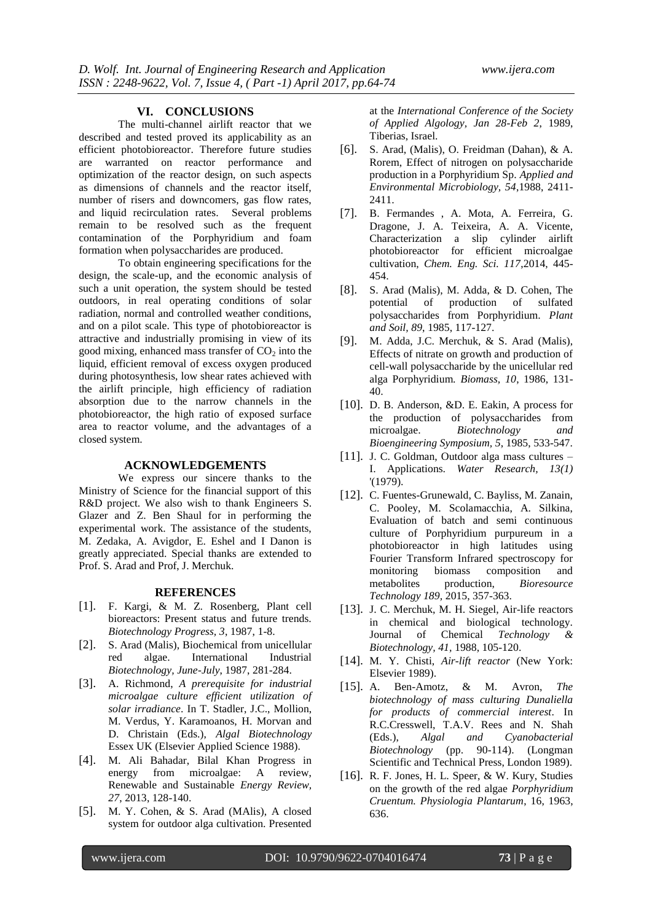## VI. CONCLUSIONS

The multi-channel airlift reactor that we described and tested proved its applicability as an efficient photobioreactor. Therefore future studies are warranted on reactor performance and optimization of the reactor design, on such aspects as dimensions of channels and the reactor itself, number of risers and downcomers, gas flow rates, and liquid recirculation rates. Several problems remain to be resolved such as the frequent contamination of the Porphyridium and foam formation when polysaccharides are produced.

To obtain engineering specifications for the design, the scale-up, and the economic analysis of such a unit operation, the system should be tested outdoors, in real operating conditions of solar radiation, normal and controlled weather conditions, and on a pilot scale. This type of photobioreactor is attractive and industrially promising in view of its good mixing, enhanced mass transfer of $CO_2$ into the liquid, efficient removal of excess oxygen produced during photosynthesis, low shear rates achieved with the airlift principle, high efficiency of radiation absorption due to the narrow channels in the photobioreactor, the high ratio of exposed surface area to reactor volume, and the advantages of a closed system.

## ACKNOWLEDGEMENTS

We express our sincere thanks to the Ministry of Science for the financial support of this R&D project. We also wish to thank Engineers S. Glazer and Z. Ben Shaul for in performing the experimental work. The assistance of the students, M. Zedaka, A. Avigdor, E. Eshel and I Danon is greatly appreciated. Special thanks are extended to Prof. S. Arad and Prof, J. Merchuk.

## REFERENCES

[1]. F. Kargi, & M. Z. Rosenberg, Plant cell bioreactors: Present status and future trends. *Biotechnology Progress, 3*, 1987, 1-8.

[2]. S. Arad (Malis), Biochemical from unicellular red algae. International Industrial *Biotechnology, June-July*, 1987, 281-284.

[3]. A. Richmond, *A prerequisite for industrial microalgae culture efficient utilization of solar irradiance*. In T. Stadler, J.C., Mollion, M. Verdus, Y. Karamoanos, H. Morvan and D. Christain (Eds.), *Algal Biotechnology* Essex UK (Elsevier Applied Science 1988).

[4]. M. Ali Bahadar, Bilal Khan Progress in energy from microalgae: A review, Renewable and Sustainable *Energy Review, 27*, 2013, 128-140.

[5]. M. Y. Cohen, & S. Arad (MAlis), A closed system for outdoor alga cultivation. Presented at the *International Conference of the Society of Applied Algology, Jan 28-Feb 2*, 1989, Tiberias, Israel.

[6]. S. Arad, (Malis), O. Freidman (Dahan), & A. Rorem, Effect of nitrogen on polysaccharide production in a Porphyridium Sp. *Applied and Environmental Microbiology, 54*,1988, 2411-2411.

[7]. B. Fermandes , A. Mota, A. Ferreira, G. Dragone, J. A. Teixeira, A. A. Vicente, Characterization a slip cylinder airlift photobioreactor for efficient microalgae cultivation, *Chem. Eng. Sci. 117*,2014, 445-454.

[8]. S. Arad (Malis), M. Adda, & D. Cohen, The potential of production of sulfated polysaccharides from Porphyridium. *Plant and Soil, 89*, 1985, 117-127.

[9]. M. Adda, J.C. Merchuk, & S. Arad (Malis), Effects of nitrate on growth and production of cell-wall polysaccharide by the unicellular red alga Porphyridium. *Biomass, 10*, 1986, 131-40.

[10]. D. B. Anderson, &D. E. Eakin, A process for the production of polysaccharides from microalgae. *Biotechnology and Bioengineering Symposium, 5*, 1985, 533-547.

[11]. J. C. Goldman, Outdoor alga mass cultures – I. Applications. *Water Research, 13(1)* '(1979).

[12]. C. Fuentes-Grunewald, C. Bayliss, M. Zanain, C. Pooley, M. Scolamacchia, A. Silkina, Evaluation of batch and semi continuous culture of Porphyridium purpureum in a photobioreactor in high latitudes using Fourier Transform Infrared spectroscopy for monitoring biomass composition and metabolites production, *Bioresource Technology 189*, 2015, 357-363.

[13]. J. C. Merchuk, M. H. Siegel, Air-life reactors in chemical and biological technology. Journal of Chemical *Technology & Biotechnology, 41*, 1988, 105-120.

[14]. M. Y. Chisti, *Air-lift reactor* (New York: Elsevier 1989).

[15]. A. Ben-Amotz, & M. Avron, *The biotechnology of mass culturing Dunaliella for products of commercial interest*. In R.C.Cresswell, T.A.V. Rees and N. Shah (Eds.), *Algal and Cyanobacterial Biotechnology* (pp. 90-114). (Longman Scientific and Technical Press, London 1989).

[16]. R. F. Jones, H. L. Speer, & W. Kury, Studies on the growth of the red algae *Porphyridium Cruentum. Physiologia Plantarum*, 16, 1963, 636.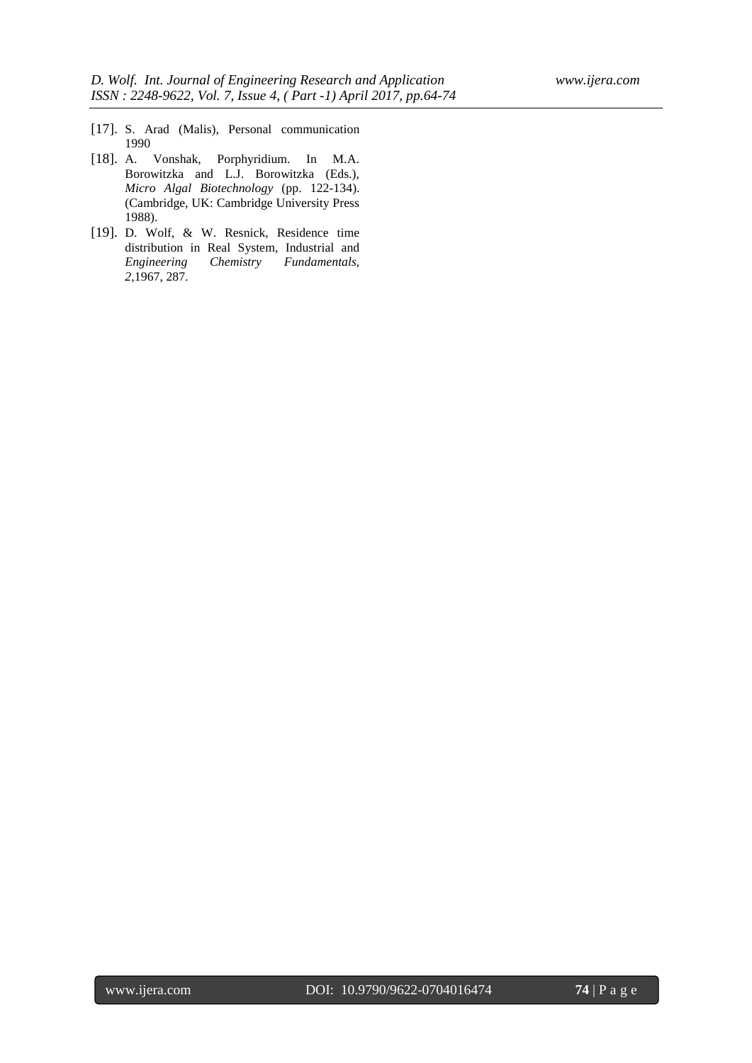[17]. S. Arad (Malis), Personal communication 1990

[18]. A. Vonshak, Porphyridium. In M.A. Borowitzka and L.J. Borowitzka (Eds.), *Micro Algal Biotechnology* (pp. 122-134). (Cambridge, UK: Cambridge University Press 1988).

[19]. D. Wolf, & W. Resnick, Residence time distribution in Real System, Industrial and *Engineering Chemistry Fundamentals, 2*,1967, 287.